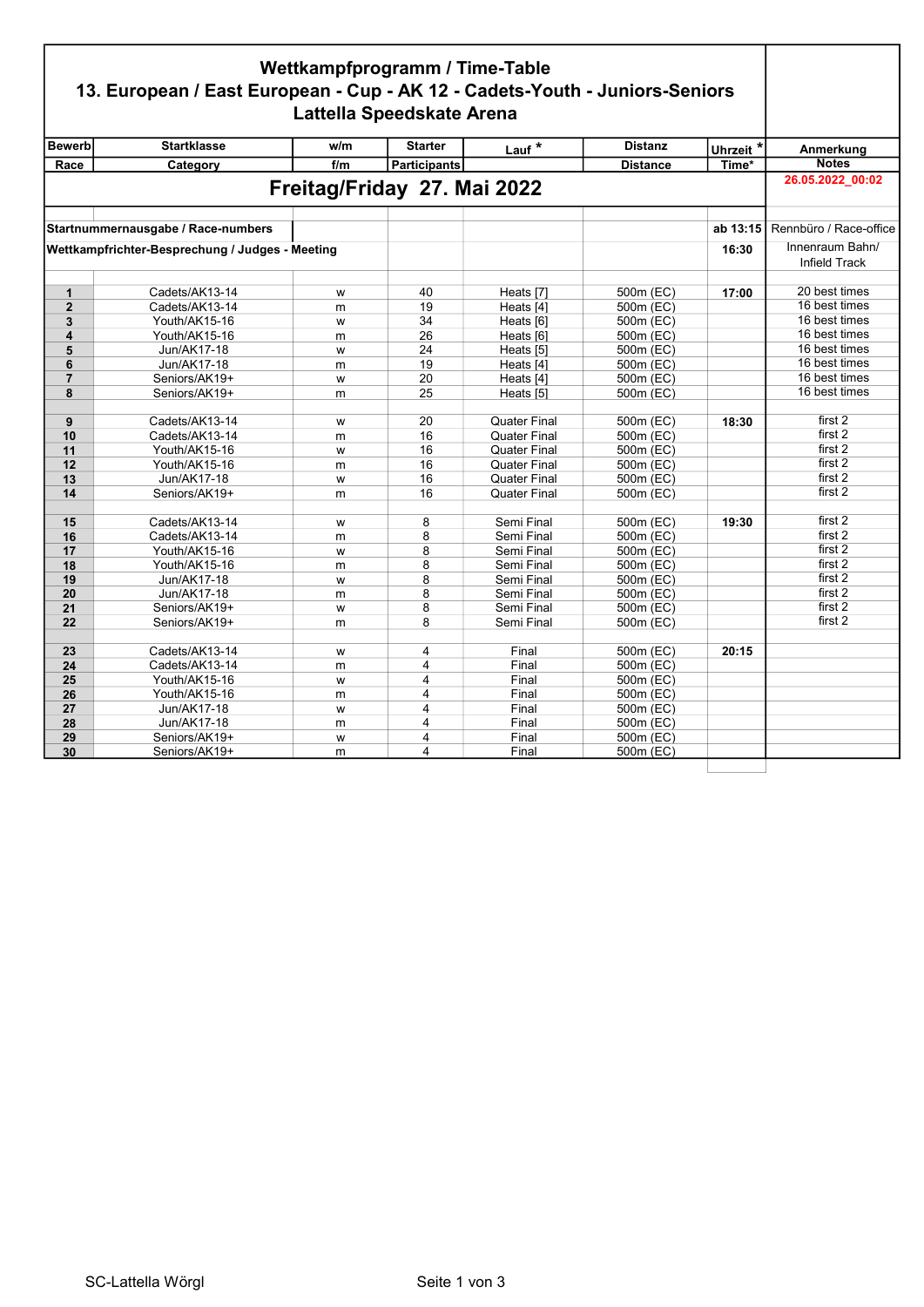# Wettkampfprogramm / Time-Table
## 13. European / East European - Cup - AK 12 - Cadets-Youth - Juniors-Seniors
## Lattella Speedskate Arena

| Bewerb | Startklasse | w/m | Starter | Lauf * | Distanz | Uhrzeit * | Anmerkung |
|---|---|---|---|---|---|---|---|
| Race | Category | f/m | Participants | | Distance | Time* | Notes |
| | **Freitag/Friday 27. Mai 2022** | | | | | | 26.05.2022_00:02 |
| | | | | | | | |
| **Startnummernausgabe / Race-numbers** | | | | | | ab 13:15 | Rennbüro / Race-office |
| **Wettkampfrichter-Besprechung / Judges - Meeting** | | | | | | 16:30 | Innenraum Bahn/ Infield Track |
| | | | | | | | |
| **1** | Cadets/AK13-14 | w | 40 | Heats [7] | 500m (EC) | **17:00** | 20 best times |
| **2** | Cadets/AK13-14 | m | 19 | Heats [4] | 500m (EC) | | 16 best times |
| **3** | Youth/AK15-16 | w | 34 | Heats [6] | 500m (EC) | | 16 best times |
| **4** | Youth/AK15-16 | m | 26 | Heats [6] | 500m (EC) | | 16 best times |
| **5** | Jun/AK17-18 | w | 24 | Heats [5] | 500m (EC) | | 16 best times |
| **6** | Jun/AK17-18 | m | 19 | Heats [4] | 500m (EC) | | 16 best times |
| **7** | Seniors/AK19+ | w | 20 | Heats [4] | 500m (EC) | | 16 best times |
| **8** | Seniors/AK19+ | m | 25 | Heats [5] | 500m (EC) | | 16 best times |
| | | | | | | | |
| **9** | Cadets/AK13-14 | w | 20 | Quater Final | 500m (EC) | **18:30** | first 2 |
| **10** | Cadets/AK13-14 | m | 16 | Quater Final | 500m (EC) | | first 2 |
| **11** | Youth/AK15-16 | w | 16 | Quater Final | 500m (EC) | | first 2 |
| **12** | Youth/AK15-16 | m | 16 | Quater Final | 500m (EC) | | first 2 |
| **13** | Jun/AK17-18 | w | 16 | Quater Final | 500m (EC) | | first 2 |
| **14** | Seniors/AK19+ | m | 16 | Quater Final | 500m (EC) | | first 2 |
| | | | | | | | |
| **15** | Cadets/AK13-14 | w | 8 | Semi Final | 500m (EC) | **19:30** | first 2 |
| **16** | Cadets/AK13-14 | m | 8 | Semi Final | 500m (EC) | | first 2 |
| **17** | Youth/AK15-16 | w | 8 | Semi Final | 500m (EC) | | first 2 |
| **18** | Youth/AK15-16 | m | 8 | Semi Final | 500m (EC) | | first 2 |
| **19** | Jun/AK17-18 | w | 8 | Semi Final | 500m (EC) | | first 2 |
| **20** | Jun/AK17-18 | m | 8 | Semi Final | 500m (EC) | | first 2 |
| **21** | Seniors/AK19+ | w | 8 | Semi Final | 500m (EC) | | first 2 |
| **22** | Seniors/AK19+ | m | 8 | Semi Final | 500m (EC) | | first 2 |
| | | | | | | | |
| **23** | Cadets/AK13-14 | w | 4 | Final | 500m (EC) | **20:15** | |
| **24** | Cadets/AK13-14 | m | 4 | Final | 500m (EC) | | |
| **25** | Youth/AK15-16 | w | 4 | Final | 500m (EC) | | |
| **26** | Youth/AK15-16 | m | 4 | Final | 500m (EC) | | |
| **27** | Jun/AK17-18 | w | 4 | Final | 500m (EC) | | |
| **28** | Jun/AK17-18 | m | 4 | Final | 500m (EC) | | |
| **29** | Seniors/AK19+ | w | 4 | Final | 500m (EC) | | |
| **30** | Seniors/AK19+ | m | 4 | Final | 500m (EC) | | |

SC-Lattella Wörgl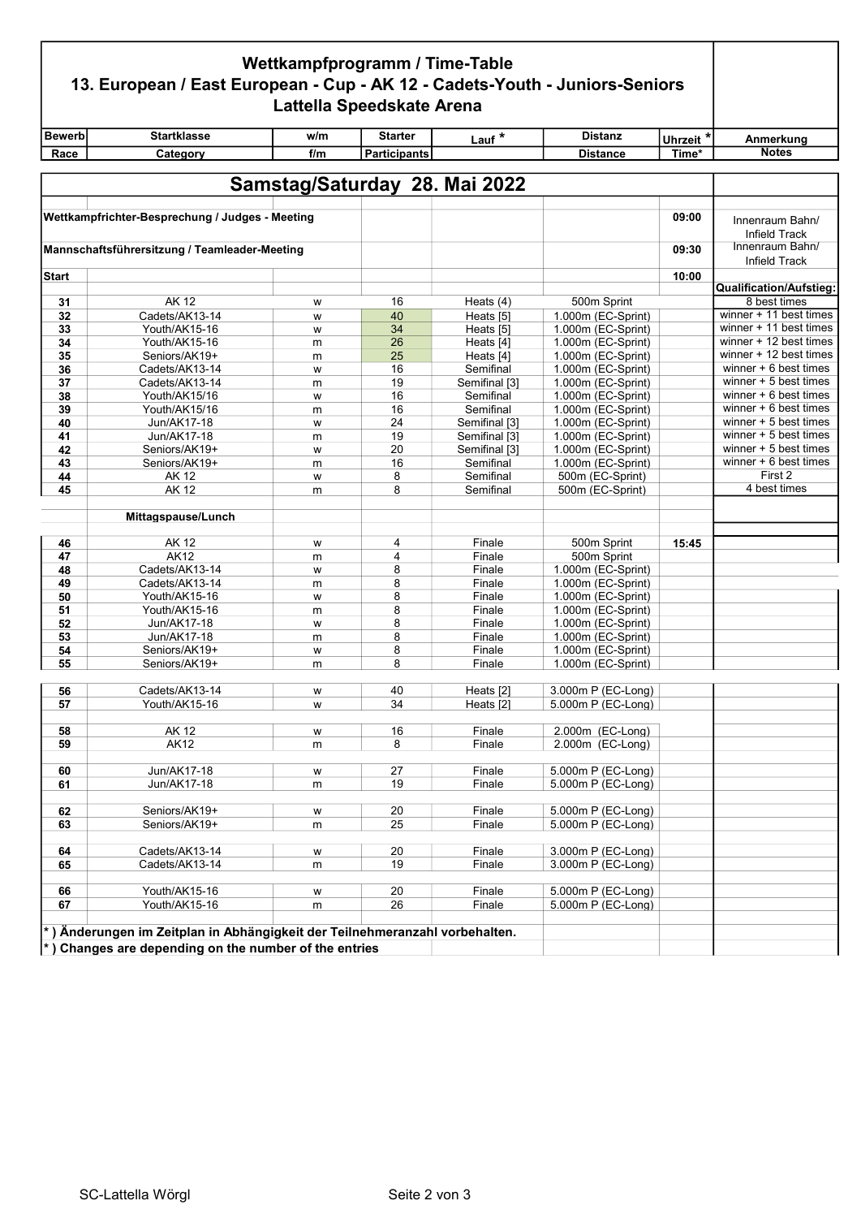# Wettkampfprogramm / Time-Table

## 13. European / East European - Cup - AK 12 - Cadets-Youth - Juniors-Seniors

### Lattella Speedskate Arena

| Bewerb | Startklasse | w/m | Starter | Lauf * | Distanz | Uhrzeit * | Anmerkung |
|---|---|---|---|---|---|---|---|
| Race | Category | f/m | Participants | | Distance | Time* | Notes |

## Samstag/Saturday 28. Mai 2022

| Bewerb | Startklasse | w/m | Starter | Lauf * | Distanz | Uhrzeit * | Anmerkung |
|---|---|---|---|---|---|---|---|
| Wettkampfrichter-Besprechung / Judges - Meeting | | | | | | 09:00 | Innenraum Bahn/ Infield Track |
| Mannschaftsführersitzung / Teamleader-Meeting | | | | | | 09:30 | Innenraum Bahn/ Infield Track |
| Start | | | | | | 10:00 | |
| | | | | | | | **Qualification/Aufstieg:** |
| 31 | AK 12 | w | 16 | Heats (4) | 500m Sprint | | 8 best times |
| 32 | Cadets/AK13-14 | w | 40 | Heats [5] | 1.000m (EC-Sprint) | | winner + 11 best times |
| 33 | Youth/AK15-16 | w | 34 | Heats [5] | 1.000m (EC-Sprint) | | winner + 11 best times |
| 34 | Youth/AK15-16 | m | 26 | Heats [4] | 1.000m (EC-Sprint) | | winner + 12 best times |
| 35 | Seniors/AK19+ | m | 25 | Heats [4] | 1.000m (EC-Sprint) | | winner + 12 best times |
| 36 | Cadets/AK13-14 | w | 16 | Semifinal | 1.000m (EC-Sprint) | | winner + 6 best times |
| 37 | Cadets/AK13-14 | m | 19 | Semifinal [3] | 1.000m (EC-Sprint) | | winner + 5 best times |
| 38 | Youth/AK15/16 | w | 16 | Semifinal | 1.000m (EC-Sprint) | | winner + 6 best times |
| 39 | Youth/AK15/16 | m | 16 | Semifinal | 1.000m (EC-Sprint) | | winner + 6 best times |
| 40 | Jun/AK17-18 | w | 24 | Semifinal [3] | 1.000m (EC-Sprint) | | winner + 5 best times |
| 41 | Jun/AK17-18 | m | 19 | Semifinal [3] | 1.000m (EC-Sprint) | | winner + 5 best times |
| 42 | Seniors/AK19+ | w | 20 | Semifinal [3] | 1.000m (EC-Sprint) | | winner + 5 best times |
| 43 | Seniors/AK19+ | m | 16 | Semifinal | 1.000m (EC-Sprint) | | winner + 6 best times |
| 44 | AK 12 | w | 8 | Semifinal | 500m (EC-Sprint) | | First 2 |
| 45 | AK 12 | m | 8 | Semifinal | 500m (EC-Sprint) | | 4 best times |
| | **Mittagspause/Lunch** | | | | | | |
| 46 | AK 12 | w | 4 | Finale | 500m Sprint | 15:45 | |
| 47 | AK12 | m | 4 | Finale | 500m Sprint | | |
| 48 | Cadets/AK13-14 | w | 8 | Finale | 1.000m (EC-Sprint) | | |
| 49 | Cadets/AK13-14 | m | 8 | Finale | 1.000m (EC-Sprint) | | |
| 50 | Youth/AK15-16 | w | 8 | Finale | 1.000m (EC-Sprint) | | |
| 51 | Youth/AK15-16 | m | 8 | Finale | 1.000m (EC-Sprint) | | |
| 52 | Jun/AK17-18 | w | 8 | Finale | 1.000m (EC-Sprint) | | |
| 53 | Jun/AK17-18 | m | 8 | Finale | 1.000m (EC-Sprint) | | |
| 54 | Seniors/AK19+ | w | 8 | Finale | 1.000m (EC-Sprint) | | |
| 55 | Seniors/AK19+ | m | 8 | Finale | 1.000m (EC-Sprint) | | |
| 56 | Cadets/AK13-14 | w | 40 | Heats [2] | 3.000m P (EC-Long) | | |
| 57 | Youth/AK15-16 | w | 34 | Heats [2] | 5.000m P (EC-Long) | | |
| 58 | AK 12 | w | 16 | Finale | 2.000m (EC-Long) | | |
| 59 | AK12 | m | 8 | Finale | 2.000m (EC-Long) | | |
| 60 | Jun/AK17-18 | w | 27 | Finale | 5.000m P (EC-Long) | | |
| 61 | Jun/AK17-18 | m | 19 | Finale | 5.000m P (EC-Long) | | |
| 62 | Seniors/AK19+ | w | 20 | Finale | 5.000m P (EC-Long) | | |
| 63 | Seniors/AK19+ | m | 25 | Finale | 5.000m P (EC-Long) | | |
| 64 | Cadets/AK13-14 | w | 20 | Finale | 3.000m P (EC-Long) | | |
| 65 | Cadets/AK13-14 | m | 19 | Finale | 3.000m P (EC-Long) | | |
| 66 | Youth/AK15-16 | w | 20 | Finale | 5.000m P (EC-Long) | | |
| 67 | Youth/AK15-16 | m | 26 | Finale | 5.000m P (EC-Long) | | |

**\*) Änderungen im Zeitplan in Abhängigkeit der Teilnehmeranzahl vorbehalten.**

**\*) Changes are depending on the number of the entries**

SC-Lattella Wörgl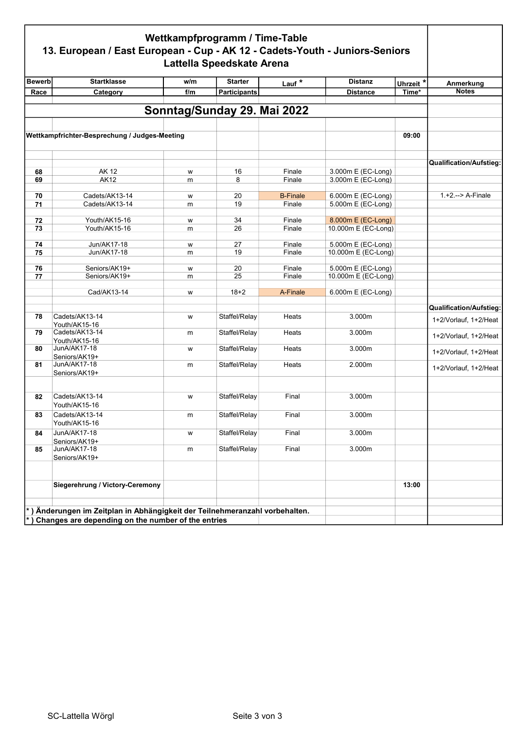# Wettkampfprogramm / Time-Table
## 13. European / East European - Cup - AK 12 - Cadets-Youth - Juniors-Seniors
## Lattella Speedskate Arena

| Bewerb / Race | Startklasse / Category | w/m / f/m | Starter / Participants | Lauf * | Distanz / Distance | Uhrzeit * / Time* | Anmerkung / Notes |
|---|---|---|---|---|---|---|---|
| | **Sonntag/Sunday 29. Mai 2022** | | | | | | |
| | **Wettkampfrichter-Besprechung / Judges-Meeting** | | | | | 09:00 | |
| | | | | | | | **Qualification/Aufstieg:** |
| 68 | AK 12 | w | 16 | Finale | 3.000m E (EC-Long) | | |
| 69 | AK12 | m | 8 | Finale | 3.000m E (EC-Long) | | |
| 70 | Cadets/AK13-14 | w | 20 | B-Finale | 6.000m E (EC-Long) | | 1.+2.--> A-Finale |
| 71 | Cadets/AK13-14 | m | 19 | Finale | 5.000m E (EC-Long) | | |
| 72 | Youth/AK15-16 | w | 34 | Finale | 8.000m E (EC-Long) | | |
| 73 | Youth/AK15-16 | m | 26 | Finale | 10.000m E (EC-Long) | | |
| 74 | Jun/AK17-18 | w | 27 | Finale | 5.000m E (EC-Long) | | |
| 75 | Jun/AK17-18 | m | 19 | Finale | 10.000m E (EC-Long) | | |
| 76 | Seniors/AK19+ | w | 20 | Finale | 5.000m E (EC-Long) | | |
| 77 | Seniors/AK19+ | m | 25 | Finale | 10.000m E (EC-Long) | | |
| | Cad/AK13-14 | w | 18+2 | A-Finale | 6.000m E (EC-Long) | | |
| | | | | | | | **Qualification/Aufstieg:** |
| 78 | Cadets/AK13-14 Youth/AK15-16 | w | Staffel/Relay | Heats | 3.000m | | 1+2/Vorlauf, 1+2/Heat |
| 79 | Cadets/AK13-14 Youth/AK15-16 | m | Staffel/Relay | Heats | 3.000m | | 1+2/Vorlauf, 1+2/Heat |
| 80 | JunA/AK17-18 Seniors/AK19+ | w | Staffel/Relay | Heats | 3.000m | | 1+2/Vorlauf, 1+2/Heat |
| 81 | JunA/AK17-18 Seniors/AK19+ | m | Staffel/Relay | Heats | 2.000m | | 1+2/Vorlauf, 1+2/Heat |
| 82 | Cadets/AK13-14 Youth/AK15-16 | w | Staffel/Relay | Final | 3.000m | | |
| 83 | Cadets/AK13-14 Youth/AK15-16 | m | Staffel/Relay | Final | 3.000m | | |
| 84 | JunA/AK17-18 Seniors/AK19+ | w | Staffel/Relay | Final | 3.000m | | |
| 85 | JunA/AK17-18 Seniors/AK19+ | m | Staffel/Relay | Final | 3.000m | | |
| | **Siegerehrung / Victory-Ceremony** | | | | | 13:00 | |

**\* ) Änderungen im Zeitplan in Abhängigkeit der Teilnehmeranzahl vorbehalten.**
**\* ) Changes are depending on the number of the entries**

SC-Lattella Wörgl